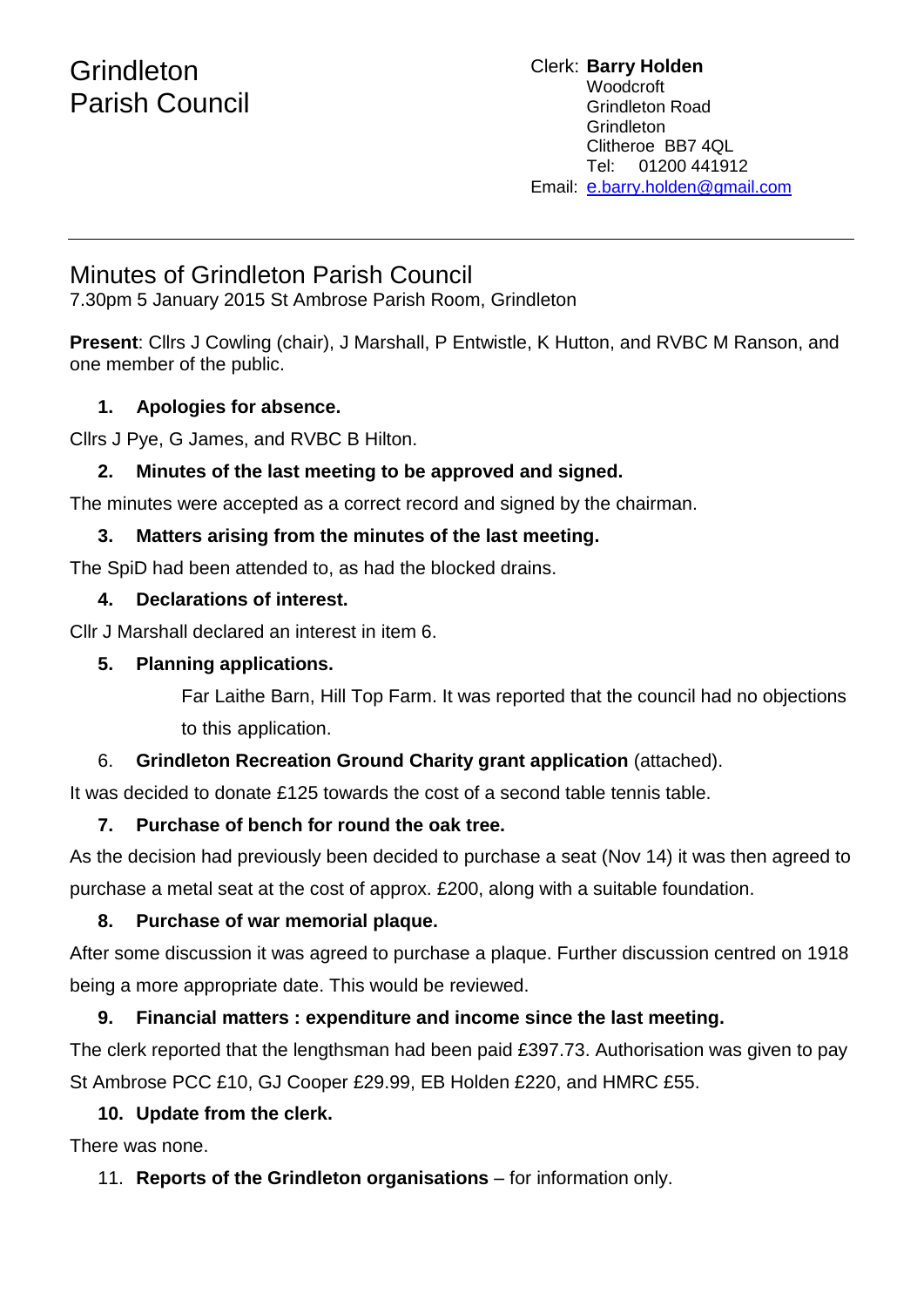# Grindleton Parish Council

Clerk: **Barry Holden**
Woodcroft
Grindleton Road
Grindleton
Clitheroe BB7 4QL
Tel: 01200 441912
Email: e.barry.holden@gmail.com

---

## Minutes of Grindleton Parish Council

7.30pm 5 January 2015 St Ambrose Parish Room, Grindleton

**Present**: Cllrs J Cowling (chair), J Marshall, P Entwistle, K Hutton, and RVBC M Ranson, and one member of the public.

1. **Apologies for absence.**

Cllrs J Pye, G James, and RVBC B Hilton.

2. **Minutes of the last meeting to be approved and signed.**

The minutes were accepted as a correct record and signed by the chairman.

3. **Matters arising from the minutes of the last meeting.**

The SpiD had been attended to, as had the blocked drains.

4. **Declarations of interest.**

Cllr J Marshall declared an interest in item 6.

5. **Planning applications.**

Far Laithe Barn, Hill Top Farm. It was reported that the council had no objections to this application.

6. **Grindleton Recreation Ground Charity grant application** (attached).

It was decided to donate £125 towards the cost of a second table tennis table.

7. **Purchase of bench for round the oak tree.**

As the decision had previously been decided to purchase a seat (Nov 14) it was then agreed to purchase a metal seat at the cost of approx. £200, along with a suitable foundation.

8. **Purchase of war memorial plaque.**

After some discussion it was agreed to purchase a plaque. Further discussion centred on 1918 being a more appropriate date. This would be reviewed.

9. **Financial matters : expenditure and income since the last meeting.**

The clerk reported that the lengthsman had been paid £397.73. Authorisation was given to pay St Ambrose PCC £10, GJ Cooper £29.99, EB Holden £220, and HMRC £55.

10. **Update from the clerk.**

There was none.

11. **Reports of the Grindleton organisations** – for information only.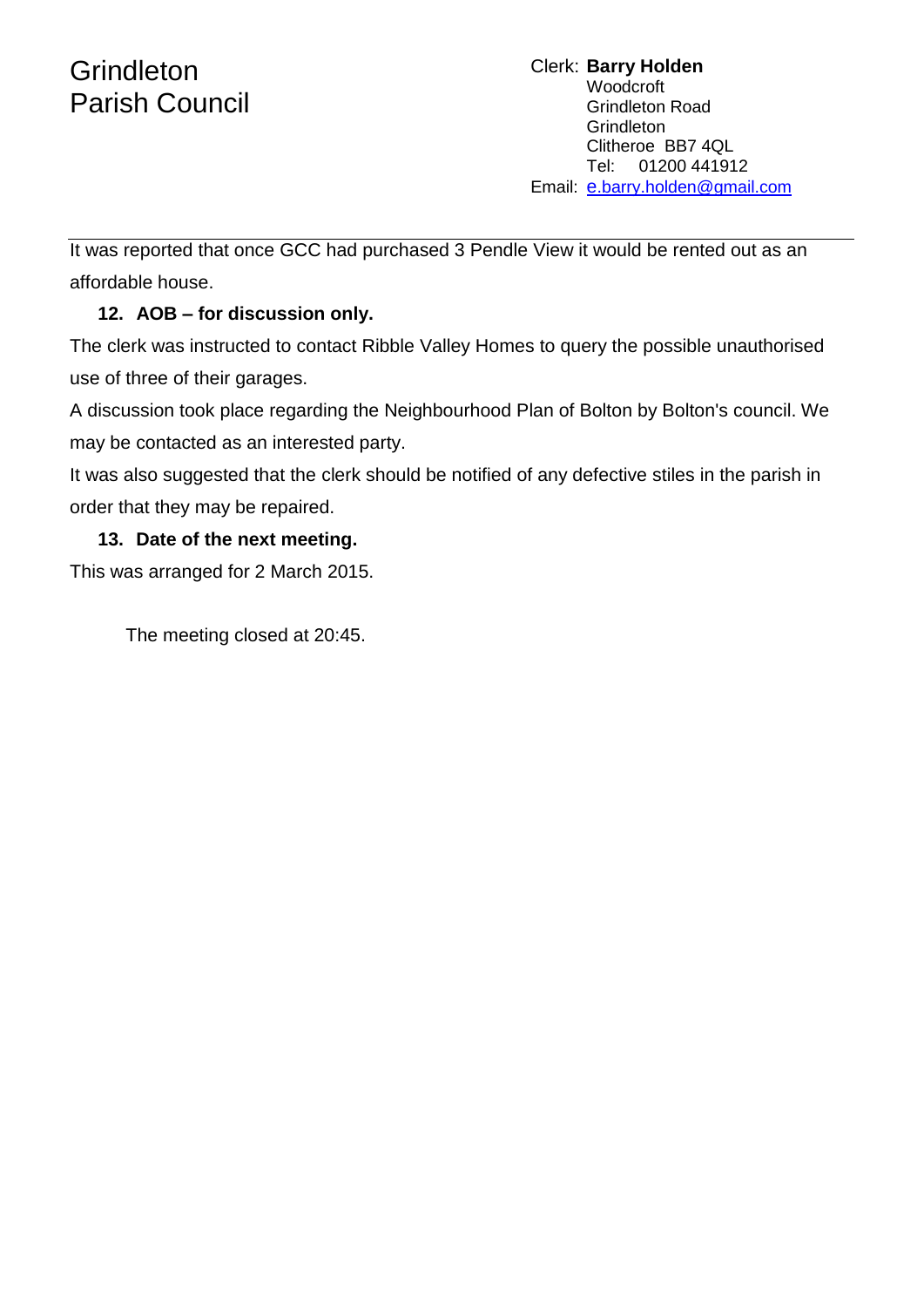It was reported that once GCC had purchased 3 Pendle View it would be rented out as an affordable house.

**12. AOB – for discussion only.**

The clerk was instructed to contact Ribble Valley Homes to query the possible unauthorised use of three of their garages.

A discussion took place regarding the Neighbourhood Plan of Bolton by Bolton's council. We may be contacted as an interested party.

It was also suggested that the clerk should be notified of any defective stiles in the parish in order that they may be repaired.

**13. Date of the next meeting.**

This was arranged for 2 March 2015.

The meeting closed at 20:45.